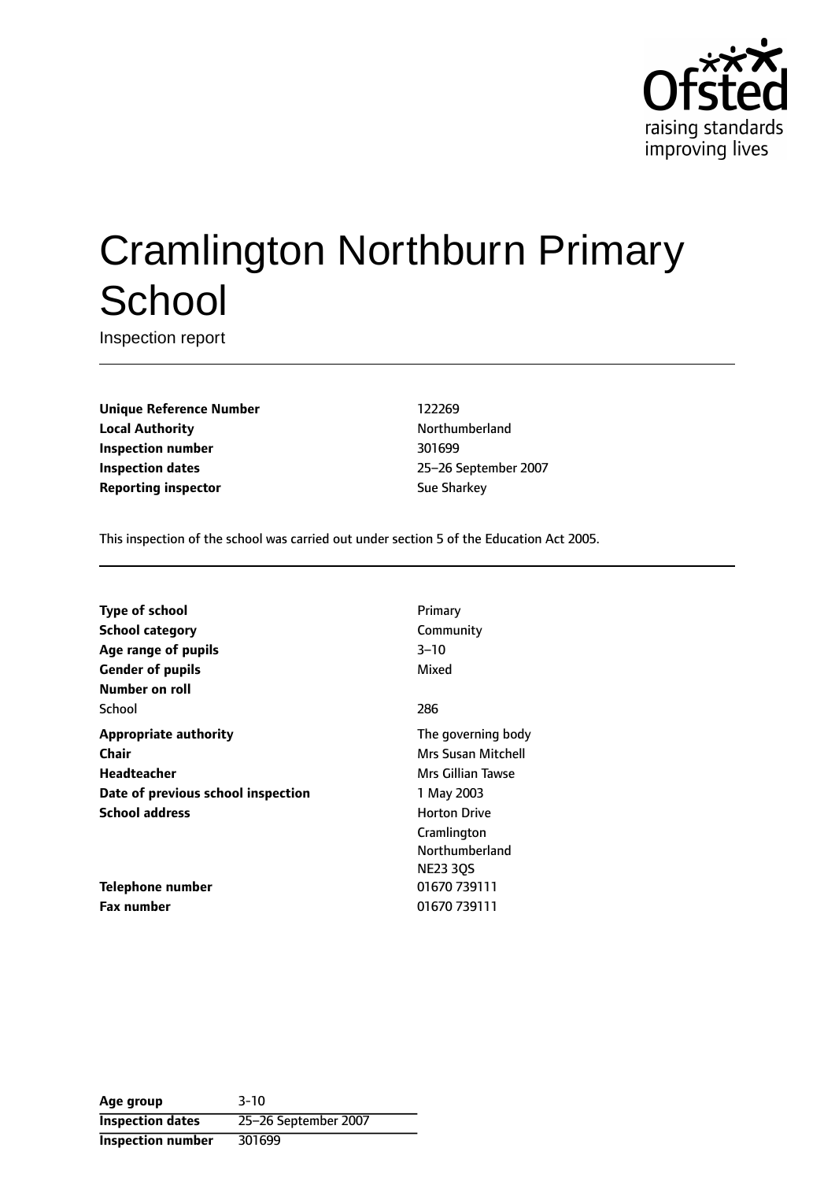# Cramlington Northburn Primary School

Inspection report

| | |
|---|---|
| **Unique Reference Number** | 122269 |
| **Local Authority** | Northumberland |
| **Inspection number** | 301699 |
| **Inspection dates** | 25–26 September 2007 |
| **Reporting inspector** | Sue Sharkey |

This inspection of the school was carried out under section 5 of the Education Act 2005.

| | |
|---|---|
| **Type of school** | Primary |
| **School category** | Community |
| **Age range of pupils** | 3–10 |
| **Gender of pupils** | Mixed |
| **Number on roll** | |
| School | 286 |
| **Appropriate authority** | The governing body |
| **Chair** | Mrs Susan Mitchell |
| **Headteacher** | Mrs Gillian Tawse |
| **Date of previous school inspection** | 1 May 2003 |
| **School address** | Horton Drive<br>Cramlington<br>Northumberland<br>NE23 3QS |
| **Telephone number** | 01670 739111 |
| **Fax number** | 01670 739111 |

| | |
|---|---|
| **Age group** | 3-10 |
| **Inspection dates** | 25–26 September 2007 |
| **Inspection number** | 301699 |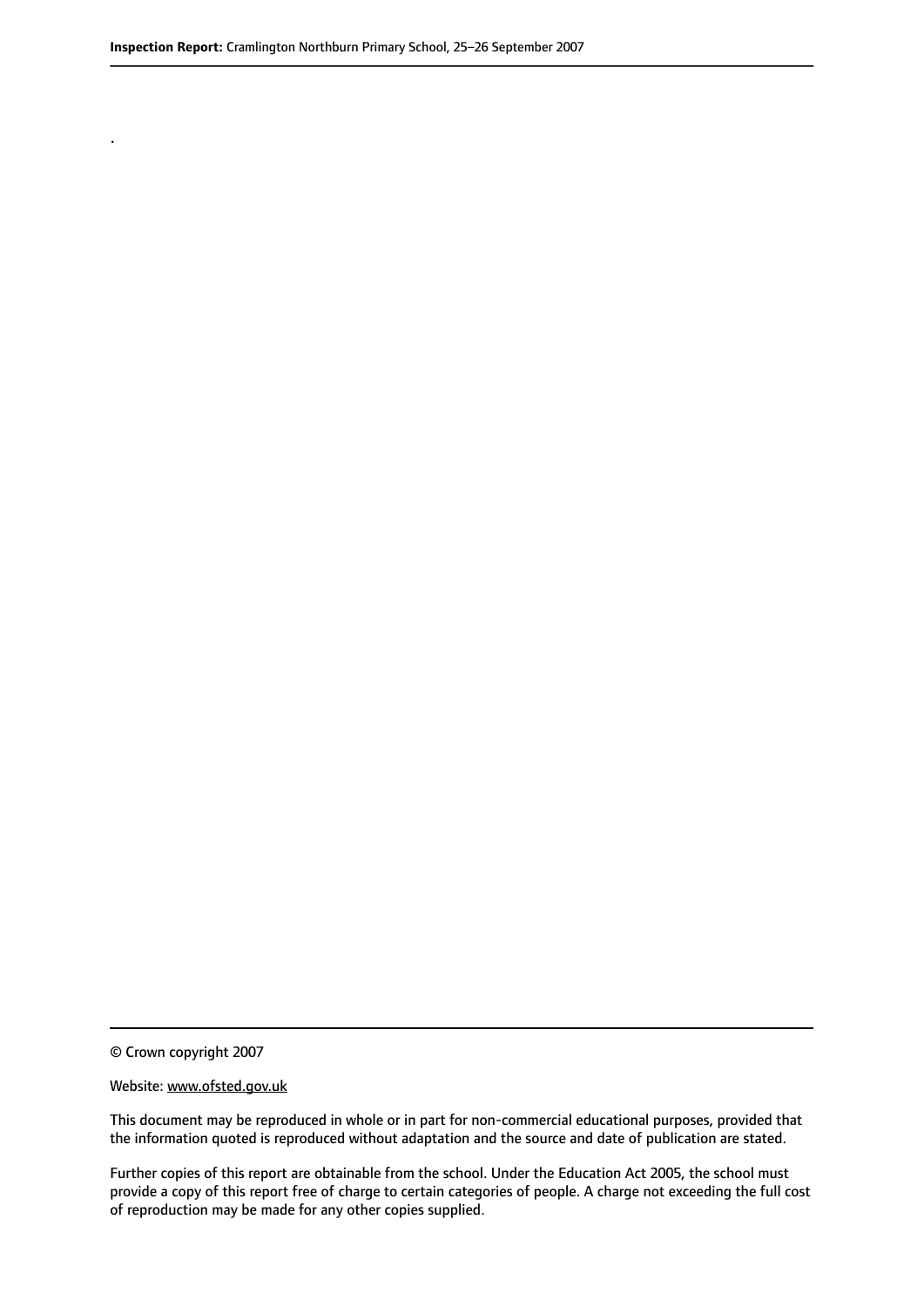.

© Crown copyright 2007

Website: www.ofsted.gov.uk

This document may be reproduced in whole or in part for non-commercial educational purposes, provided that the information quoted is reproduced without adaptation and the source and date of publication are stated.

Further copies of this report are obtainable from the school. Under the Education Act 2005, the school must provide a copy of this report free of charge to certain categories of people. A charge not exceeding the full cost of reproduction may be made for any other copies supplied.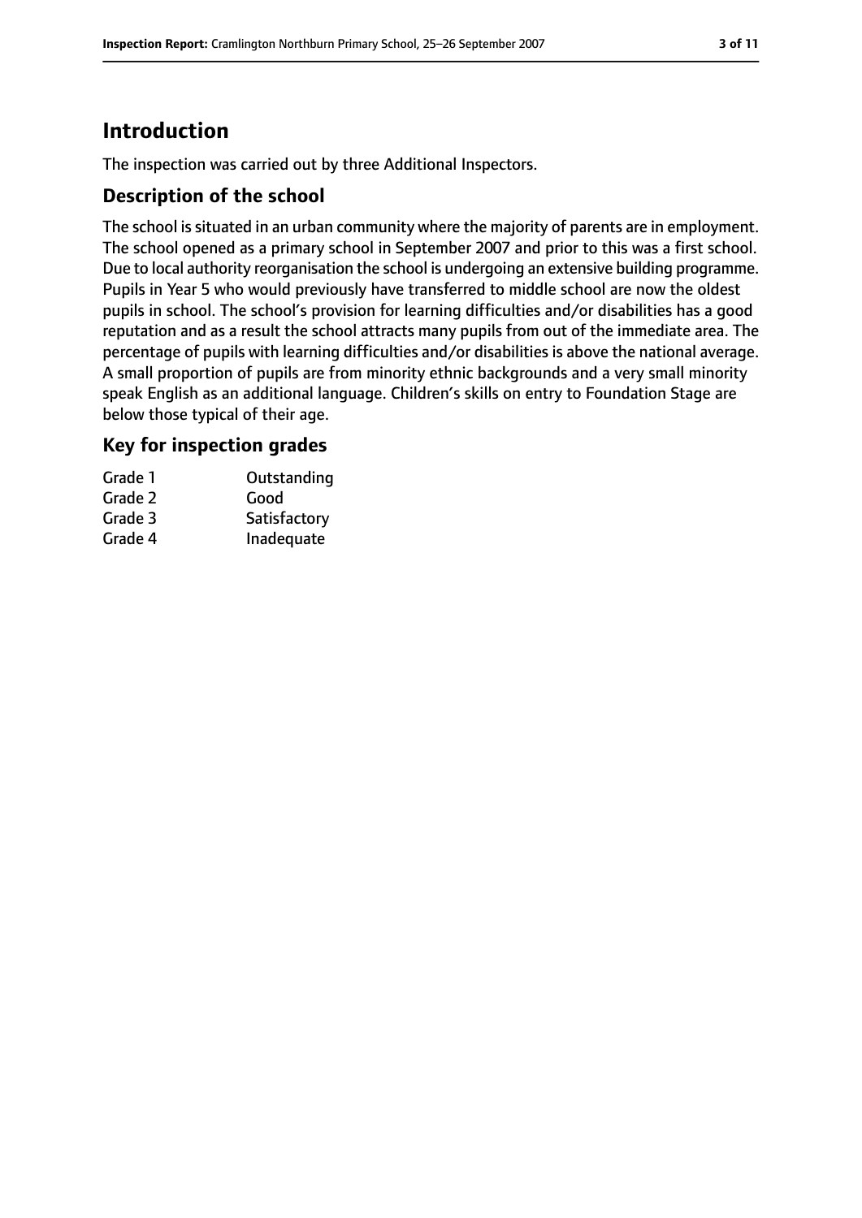# Introduction

The inspection was carried out by three Additional Inspectors.

## Description of the school

The school is situated in an urban community where the majority of parents are in employment. The school opened as a primary school in September 2007 and prior to this was a first school. Due to local authority reorganisation the school is undergoing an extensive building programme. Pupils in Year 5 who would previously have transferred to middle school are now the oldest pupils in school. The school's provision for learning difficulties and/or disabilities has a good reputation and as a result the school attracts many pupils from out of the immediate area. The percentage of pupils with learning difficulties and/or disabilities is above the national average. A small proportion of pupils are from minority ethnic backgrounds and a very small minority speak English as an additional language. Children's skills on entry to Foundation Stage are below those typical of their age.

## Key for inspection grades

| | |
|---|---|
| Grade 1 | Outstanding |
| Grade 2 | Good |
| Grade 3 | Satisfactory |
| Grade 4 | Inadequate |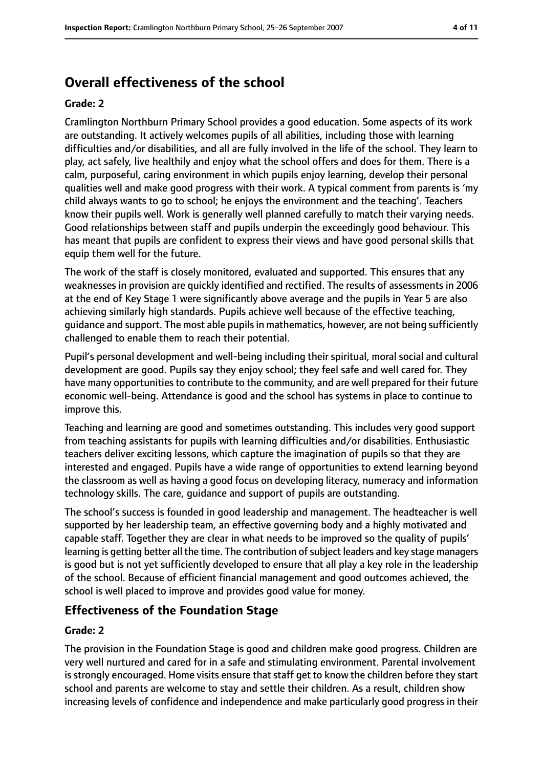## Overall effectiveness of the school

### Grade: 2

Cramlington Northburn Primary School provides a good education. Some aspects of its work are outstanding. It actively welcomes pupils of all abilities, including those with learning difficulties and/or disabilities, and all are fully involved in the life of the school. They learn to play, act safely, live healthily and enjoy what the school offers and does for them. There is a calm, purposeful, caring environment in which pupils enjoy learning, develop their personal qualities well and make good progress with their work. A typical comment from parents is 'my child always wants to go to school; he enjoys the environment and the teaching'. Teachers know their pupils well. Work is generally well planned carefully to match their varying needs. Good relationships between staff and pupils underpin the exceedingly good behaviour. This has meant that pupils are confident to express their views and have good personal skills that equip them well for the future.

The work of the staff is closely monitored, evaluated and supported. This ensures that any weaknesses in provision are quickly identified and rectified. The results of assessments in 2006 at the end of Key Stage 1 were significantly above average and the pupils in Year 5 are also achieving similarly high standards. Pupils achieve well because of the effective teaching, guidance and support. The most able pupils in mathematics, however, are not being sufficiently challenged to enable them to reach their potential.

Pupil's personal development and well-being including their spiritual, moral social and cultural development are good. Pupils say they enjoy school; they feel safe and well cared for. They have many opportunities to contribute to the community, and are well prepared for their future economic well-being. Attendance is good and the school has systems in place to continue to improve this.

Teaching and learning are good and sometimes outstanding. This includes very good support from teaching assistants for pupils with learning difficulties and/or disabilities. Enthusiastic teachers deliver exciting lessons, which capture the imagination of pupils so that they are interested and engaged. Pupils have a wide range of opportunities to extend learning beyond the classroom as well as having a good focus on developing literacy, numeracy and information technology skills. The care, guidance and support of pupils are outstanding.

The school's success is founded in good leadership and management. The headteacher is well supported by her leadership team, an effective governing body and a highly motivated and capable staff. Together they are clear in what needs to be improved so the quality of pupils' learning is getting better all the time. The contribution of subject leaders and key stage managers is good but is not yet sufficiently developed to ensure that all play a key role in the leadership of the school. Because of efficient financial management and good outcomes achieved, the school is well placed to improve and provides good value for money.

## Effectiveness of the Foundation Stage

### Grade: 2

The provision in the Foundation Stage is good and children make good progress. Children are very well nurtured and cared for in a safe and stimulating environment. Parental involvement is strongly encouraged. Home visits ensure that staff get to know the children before they start school and parents are welcome to stay and settle their children. As a result, children show increasing levels of confidence and independence and make particularly good progress in their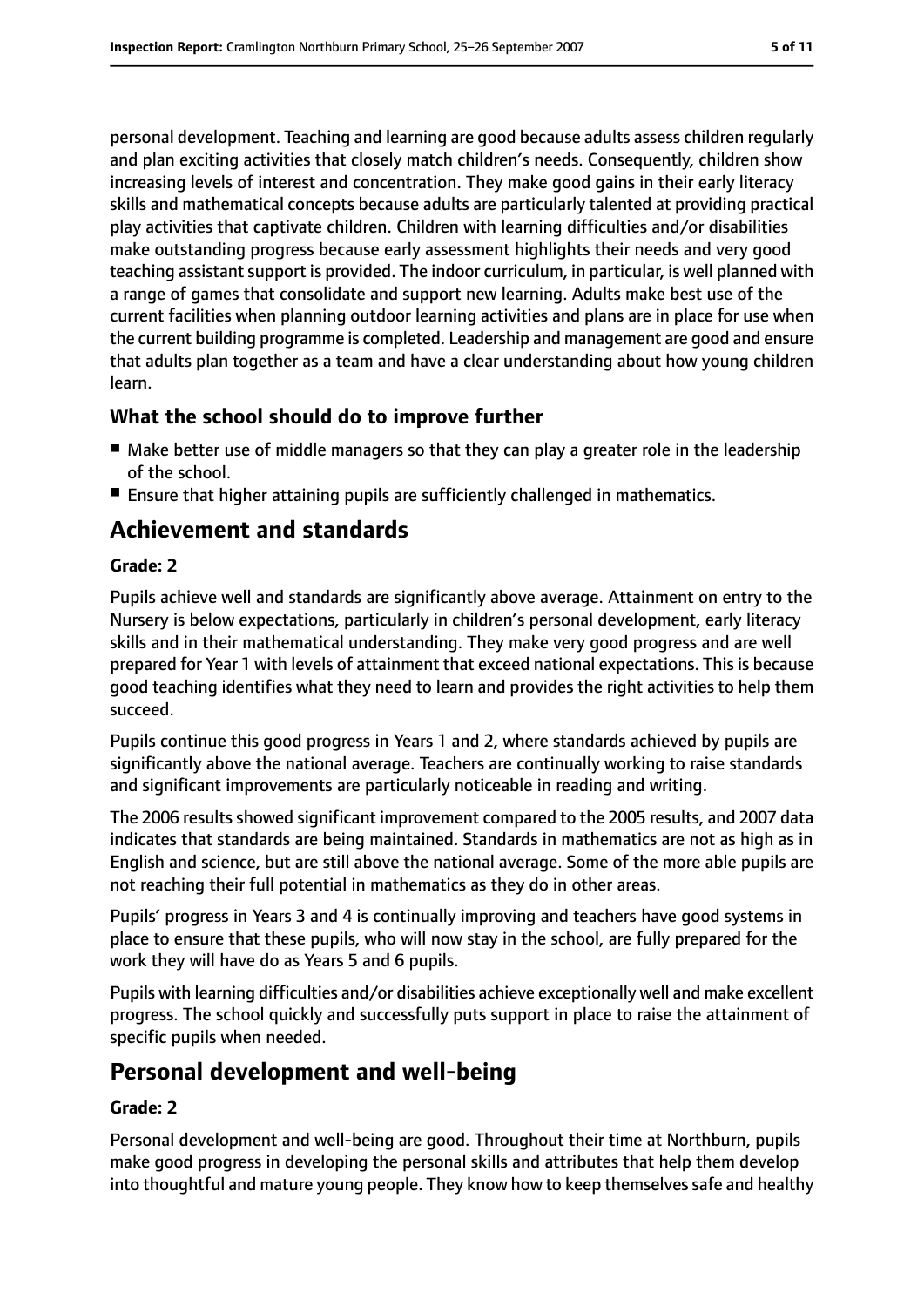personal development. Teaching and learning are good because adults assess children regularly and plan exciting activities that closely match children's needs. Consequently, children show increasing levels of interest and concentration. They make good gains in their early literacy skills and mathematical concepts because adults are particularly talented at providing practical play activities that captivate children. Children with learning difficulties and/or disabilities make outstanding progress because early assessment highlights their needs and very good teaching assistant support is provided. The indoor curriculum, in particular, is well planned with a range of games that consolidate and support new learning. Adults make best use of the current facilities when planning outdoor learning activities and plans are in place for use when the current building programme is completed. Leadership and management are good and ensure that adults plan together as a team and have a clear understanding about how young children learn.

### What the school should do to improve further

- Make better use of middle managers so that they can play a greater role in the leadership of the school.
- Ensure that higher attaining pupils are sufficiently challenged in mathematics.

## Achievement and standards

#### Grade: 2

Pupils achieve well and standards are significantly above average. Attainment on entry to the Nursery is below expectations, particularly in children's personal development, early literacy skills and in their mathematical understanding. They make very good progress and are well prepared for Year 1 with levels of attainment that exceed national expectations. This is because good teaching identifies what they need to learn and provides the right activities to help them succeed.

Pupils continue this good progress in Years 1 and 2, where standards achieved by pupils are significantly above the national average. Teachers are continually working to raise standards and significant improvements are particularly noticeable in reading and writing.

The 2006 results showed significant improvement compared to the 2005 results, and 2007 data indicates that standards are being maintained. Standards in mathematics are not as high as in English and science, but are still above the national average. Some of the more able pupils are not reaching their full potential in mathematics as they do in other areas.

Pupils' progress in Years 3 and 4 is continually improving and teachers have good systems in place to ensure that these pupils, who will now stay in the school, are fully prepared for the work they will have do as Years 5 and 6 pupils.

Pupils with learning difficulties and/or disabilities achieve exceptionally well and make excellent progress. The school quickly and successfully puts support in place to raise the attainment of specific pupils when needed.

## Personal development and well-being

#### Grade: 2

Personal development and well-being are good. Throughout their time at Northburn, pupils make good progress in developing the personal skills and attributes that help them develop into thoughtful and mature young people. They know how to keep themselves safe and healthy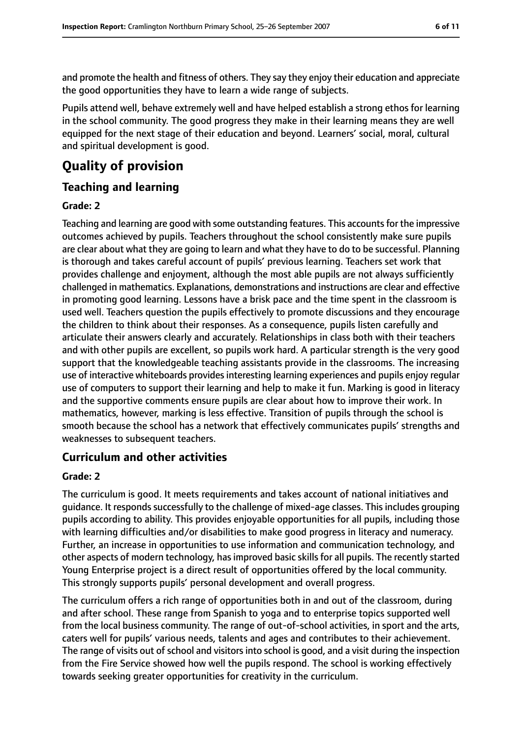and promote the health and fitness of others. They say they enjoy their education and appreciate the good opportunities they have to learn a wide range of subjects.

Pupils attend well, behave extremely well and have helped establish a strong ethos for learning in the school community. The good progress they make in their learning means they are well equipped for the next stage of their education and beyond. Learners' social, moral, cultural and spiritual development is good.

# Quality of provision

## Teaching and learning

### Grade: 2

Teaching and learning are good with some outstanding features. This accounts for the impressive outcomes achieved by pupils. Teachers throughout the school consistently make sure pupils are clear about what they are going to learn and what they have to do to be successful. Planning is thorough and takes careful account of pupils' previous learning. Teachers set work that provides challenge and enjoyment, although the most able pupils are not always sufficiently challenged in mathematics. Explanations, demonstrations and instructions are clear and effective in promoting good learning. Lessons have a brisk pace and the time spent in the classroom is used well. Teachers question the pupils effectively to promote discussions and they encourage the children to think about their responses. As a consequence, pupils listen carefully and articulate their answers clearly and accurately. Relationships in class both with their teachers and with other pupils are excellent, so pupils work hard. A particular strength is the very good support that the knowledgeable teaching assistants provide in the classrooms. The increasing use of interactive whiteboards provides interesting learning experiences and pupils enjoy regular use of computers to support their learning and help to make it fun. Marking is good in literacy and the supportive comments ensure pupils are clear about how to improve their work. In mathematics, however, marking is less effective. Transition of pupils through the school is smooth because the school has a network that effectively communicates pupils' strengths and weaknesses to subsequent teachers.

## Curriculum and other activities

### Grade: 2

The curriculum is good. It meets requirements and takes account of national initiatives and guidance. It responds successfully to the challenge of mixed-age classes. This includes grouping pupils according to ability. This provides enjoyable opportunities for all pupils, including those with learning difficulties and/or disabilities to make good progress in literacy and numeracy. Further, an increase in opportunities to use information and communication technology, and other aspects of modern technology, has improved basic skills for all pupils. The recently started Young Enterprise project is a direct result of opportunities offered by the local community. This strongly supports pupils' personal development and overall progress.

The curriculum offers a rich range of opportunities both in and out of the classroom, during and after school. These range from Spanish to yoga and to enterprise topics supported well from the local business community. The range of out-of-school activities, in sport and the arts, caters well for pupils' various needs, talents and ages and contributes to their achievement. The range of visits out of school and visitors into school is good, and a visit during the inspection from the Fire Service showed how well the pupils respond. The school is working effectively towards seeking greater opportunities for creativity in the curriculum.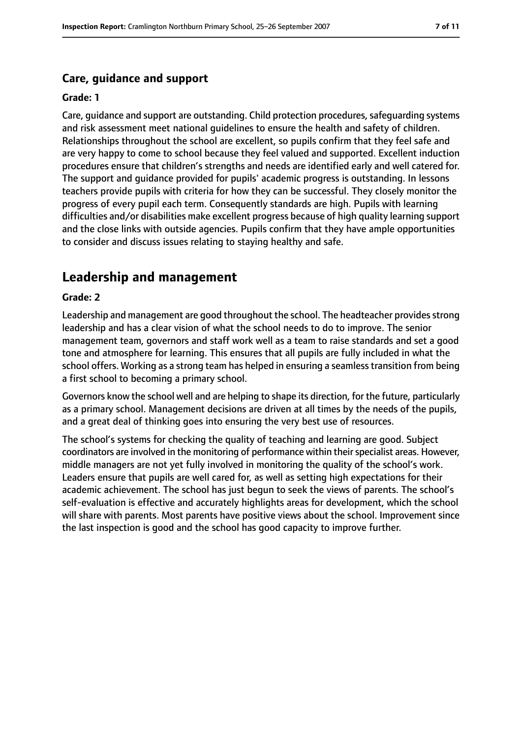### Care, guidance and support

**Grade: 1**

Care, guidance and support are outstanding. Child protection procedures, safeguarding systems and risk assessment meet national guidelines to ensure the health and safety of children. Relationships throughout the school are excellent, so pupils confirm that they feel safe and are very happy to come to school because they feel valued and supported. Excellent induction procedures ensure that children's strengths and needs are identified early and well catered for. The support and guidance provided for pupils' academic progress is outstanding. In lessons teachers provide pupils with criteria for how they can be successful. They closely monitor the progress of every pupil each term. Consequently standards are high. Pupils with learning difficulties and/or disabilities make excellent progress because of high quality learning support and the close links with outside agencies. Pupils confirm that they have ample opportunities to consider and discuss issues relating to staying healthy and safe.

## Leadership and management

**Grade: 2**

Leadership and management are good throughout the school. The headteacher provides strong leadership and has a clear vision of what the school needs to do to improve. The senior management team, governors and staff work well as a team to raise standards and set a good tone and atmosphere for learning. This ensures that all pupils are fully included in what the school offers. Working as a strong team has helped in ensuring a seamless transition from being a first school to becoming a primary school.

Governors know the school well and are helping to shape its direction, for the future, particularly as a primary school. Management decisions are driven at all times by the needs of the pupils, and a great deal of thinking goes into ensuring the very best use of resources.

The school's systems for checking the quality of teaching and learning are good. Subject coordinators are involved in the monitoring of performance within their specialist areas. However, middle managers are not yet fully involved in monitoring the quality of the school's work. Leaders ensure that pupils are well cared for, as well as setting high expectations for their academic achievement. The school has just begun to seek the views of parents. The school's self-evaluation is effective and accurately highlights areas for development, which the school will share with parents. Most parents have positive views about the school. Improvement since the last inspection is good and the school has good capacity to improve further.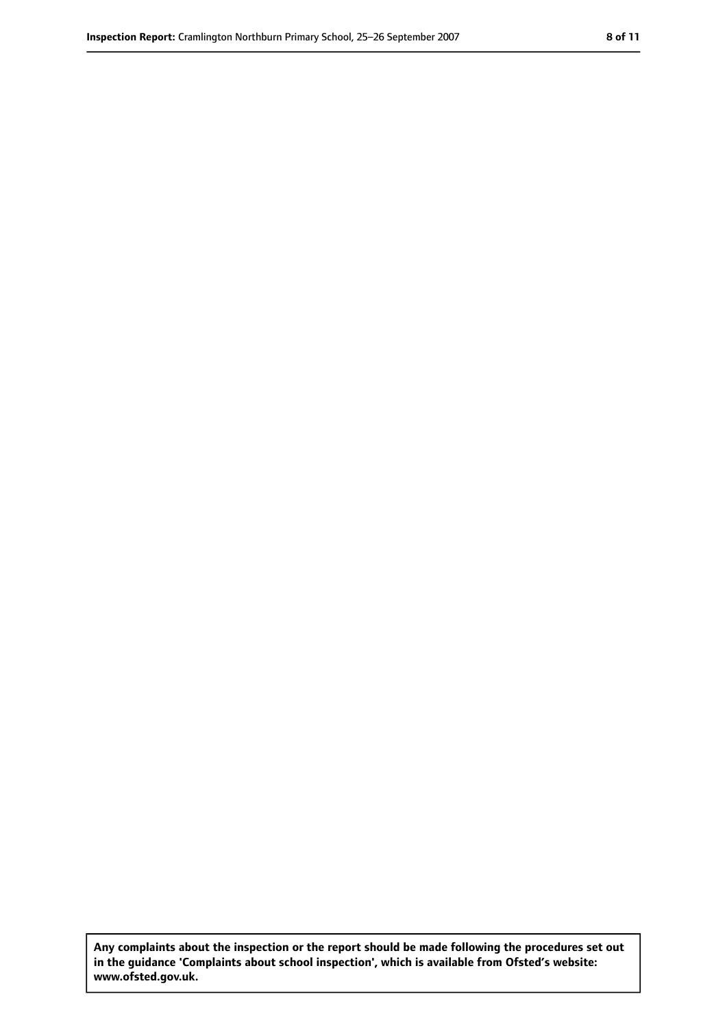**Any complaints about the inspection or the report should be made following the procedures set out in the guidance 'Complaints about school inspection', which is available from Ofsted's website: www.ofsted.gov.uk.**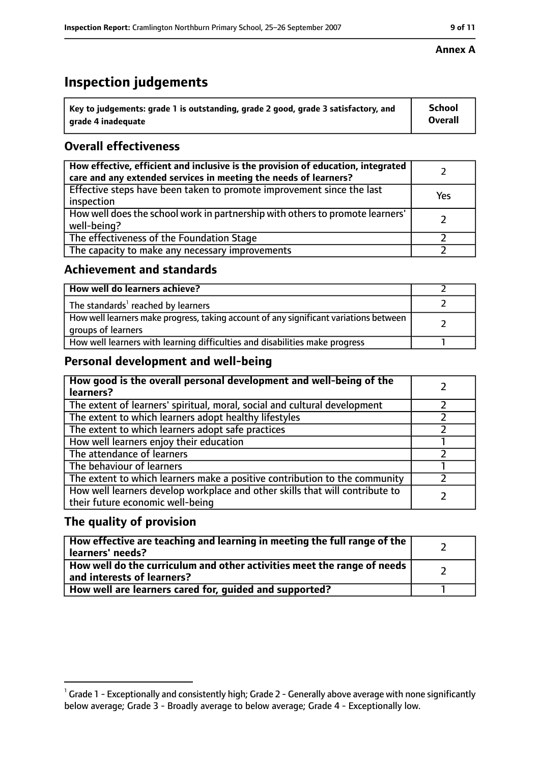**Annex A**

# Inspection judgements

| Key to judgements: grade 1 is outstanding, grade 2 good, grade 3 satisfactory, and grade 4 inadequate | School Overall |
|---|---|

## Overall effectiveness

| | |
|---|---|
| How effective, efficient and inclusive is the provision of education, integrated care and any extended services in meeting the needs of learners? | 2 |
| Effective steps have been taken to promote improvement since the last inspection | Yes |
| How well does the school work in partnership with others to promote learners' well-being? | 2 |
| The effectiveness of the Foundation Stage | 2 |
| The capacity to make any necessary improvements | 2 |

## Achievement and standards

| | |
|---|---|
| How well do learners achieve? | 2 |
| The standards[1] reached by learners | 2 |
| How well learners make progress, taking account of any significant variations between groups of learners | 2 |
| How well learners with learning difficulties and disabilities make progress | 1 |

## Personal development and well-being

| | |
|---|---|
| How good is the overall personal development and well-being of the learners? | 2 |
| The extent of learners' spiritual, moral, social and cultural development | 2 |
| The extent to which learners adopt healthy lifestyles | 2 |
| The extent to which learners adopt safe practices | 2 |
| How well learners enjoy their education | 1 |
| The attendance of learners | 2 |
| The behaviour of learners | 1 |
| The extent to which learners make a positive contribution to the community | 2 |
| How well learners develop workplace and other skills that will contribute to their future economic well-being | 2 |

## The quality of provision

| | |
|---|---|
| How effective are teaching and learning in meeting the full range of the learners' needs? | 2 |
| How well do the curriculum and other activities meet the range of needs and interests of learners? | 2 |
| How well are learners cared for, guided and supported? | 1 |

[1] Grade 1 - Exceptionally and consistently high; Grade 2 - Generally above average with none significantly below average; Grade 3 - Broadly average to below average; Grade 4 - Exceptionally low.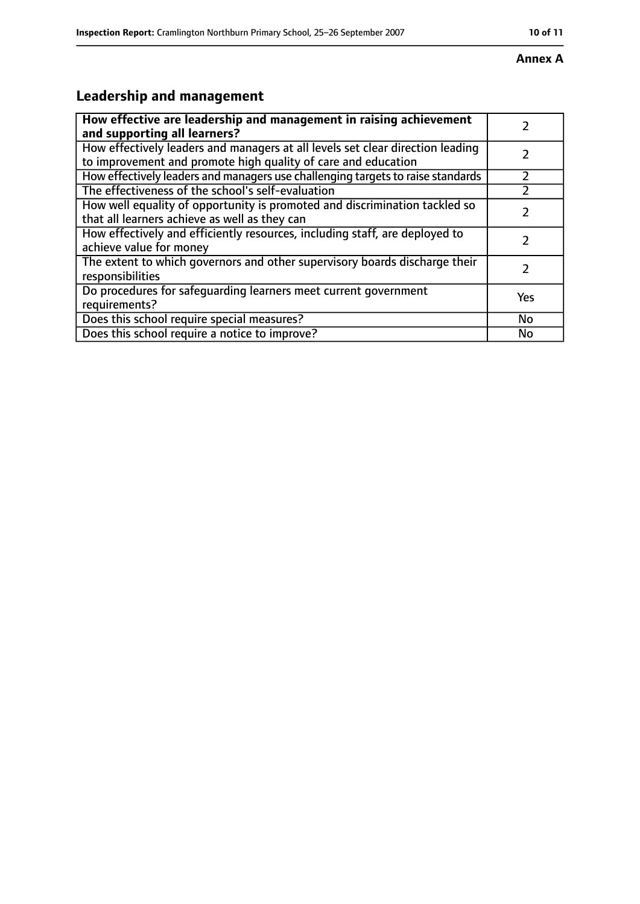**Annex A**

## Leadership and management

| **How effective are leadership and management in raising achievement and supporting all learners?** | 2 |
| --- | --- |
| How effectively leaders and managers at all levels set clear direction leading to improvement and promote high quality of care and education | 2 |
| How effectively leaders and managers use challenging targets to raise standards | 2 |
| The effectiveness of the school's self-evaluation | 2 |
| How well equality of opportunity is promoted and discrimination tackled so that all learners achieve as well as they can | 2 |
| How effectively and efficiently resources, including staff, are deployed to achieve value for money | 2 |
| The extent to which governors and other supervisory boards discharge their responsibilities | 2 |
| Do procedures for safeguarding learners meet current government requirements? | Yes |
| Does this school require special measures? | No |
| Does this school require a notice to improve? | No |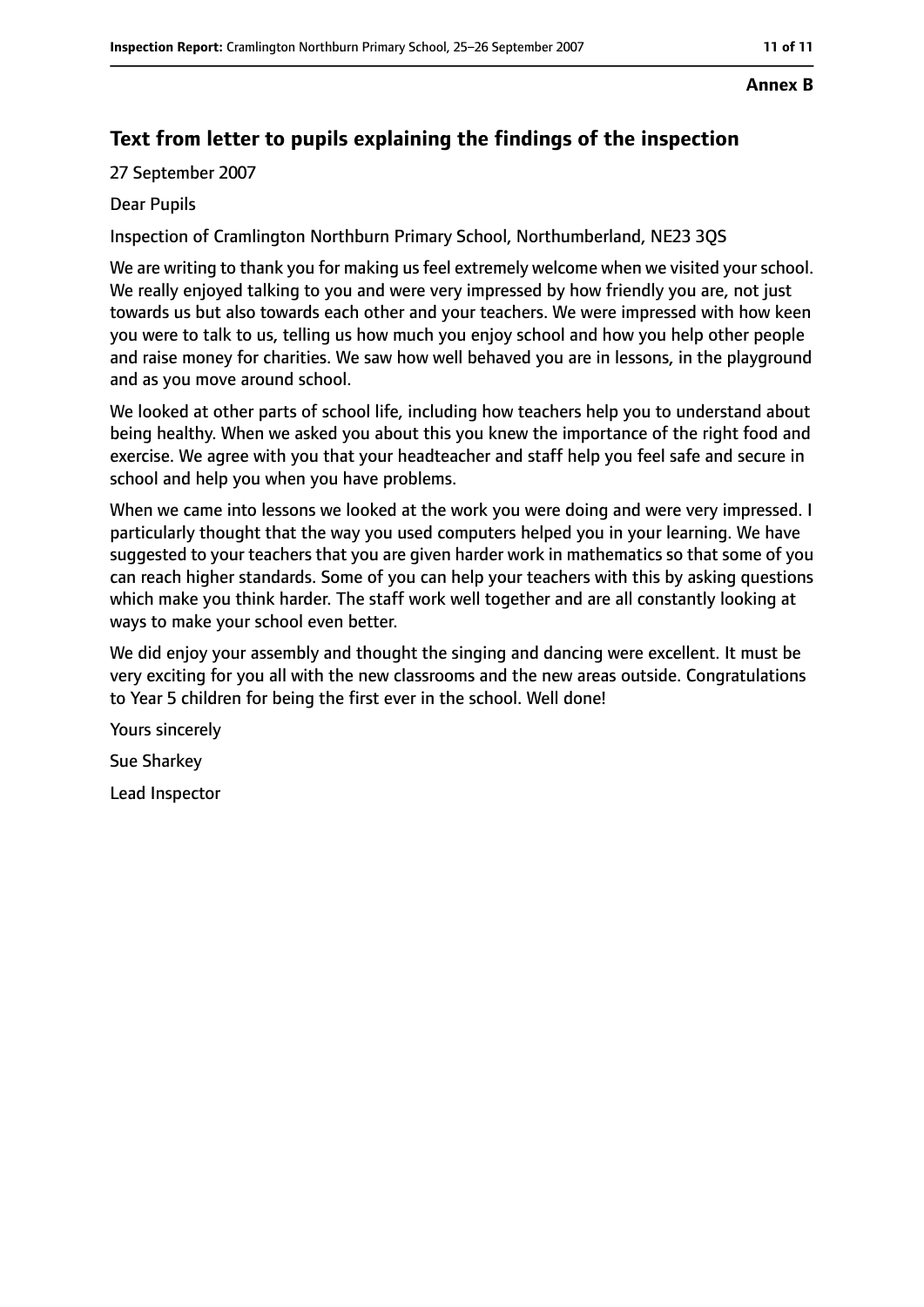**Annex B**

## Text from letter to pupils explaining the findings of the inspection

27 September 2007

Dear Pupils

Inspection of Cramlington Northburn Primary School, Northumberland, NE23 3QS

We are writing to thank you for making us feel extremely welcome when we visited your school. We really enjoyed talking to you and were very impressed by how friendly you are, not just towards us but also towards each other and your teachers. We were impressed with how keen you were to talk to us, telling us how much you enjoy school and how you help other people and raise money for charities. We saw how well behaved you are in lessons, in the playground and as you move around school.

We looked at other parts of school life, including how teachers help you to understand about being healthy. When we asked you about this you knew the importance of the right food and exercise. We agree with you that your headteacher and staff help you feel safe and secure in school and help you when you have problems.

When we came into lessons we looked at the work you were doing and were very impressed. I particularly thought that the way you used computers helped you in your learning. We have suggested to your teachers that you are given harder work in mathematics so that some of you can reach higher standards. Some of you can help your teachers with this by asking questions which make you think harder. The staff work well together and are all constantly looking at ways to make your school even better.

We did enjoy your assembly and thought the singing and dancing were excellent. It must be very exciting for you all with the new classrooms and the new areas outside. Congratulations to Year 5 children for being the first ever in the school. Well done!

Yours sincerely

Sue Sharkey

Lead Inspector